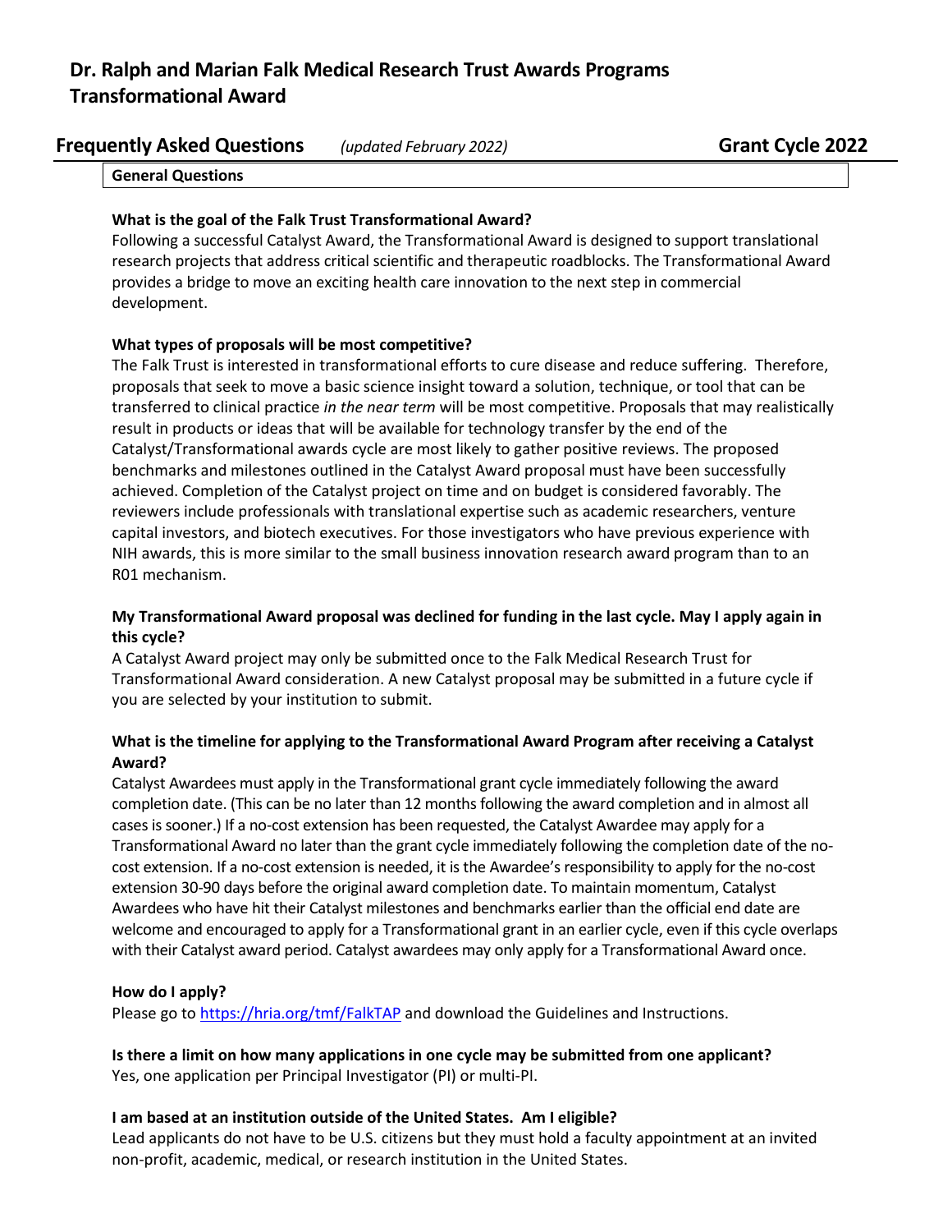# Dr. Ralph and Marian Falk Medical Research Trust Awards Programs
# Transformational Award

## Frequently Asked Questions *(updated February 2022)* Grant Cycle 2022

### General Questions

**What is the goal of the Falk Trust Transformational Award?**

Following a successful Catalyst Award, the Transformational Award is designed to support translational research projects that address critical scientific and therapeutic roadblocks. The Transformational Award provides a bridge to move an exciting health care innovation to the next step in commercial development.

**What types of proposals will be most competitive?**

The Falk Trust is interested in transformational efforts to cure disease and reduce suffering. Therefore, proposals that seek to move a basic science insight toward a solution, technique, or tool that can be transferred to clinical practice *in the near term* will be most competitive. Proposals that may realistically result in products or ideas that will be available for technology transfer by the end of the Catalyst/Transformational awards cycle are most likely to gather positive reviews. The proposed benchmarks and milestones outlined in the Catalyst Award proposal must have been successfully achieved. Completion of the Catalyst project on time and on budget is considered favorably. The reviewers include professionals with translational expertise such as academic researchers, venture capital investors, and biotech executives. For those investigators who have previous experience with NIH awards, this is more similar to the small business innovation research award program than to an R01 mechanism.

**My Transformational Award proposal was declined for funding in the last cycle. May I apply again in this cycle?**

A Catalyst Award project may only be submitted once to the Falk Medical Research Trust for Transformational Award consideration. A new Catalyst proposal may be submitted in a future cycle if you are selected by your institution to submit.

**What is the timeline for applying to the Transformational Award Program after receiving a Catalyst Award?**

Catalyst Awardees must apply in the Transformational grant cycle immediately following the award completion date. (This can be no later than 12 months following the award completion and in almost all cases is sooner.) If a no-cost extension has been requested, the Catalyst Awardee may apply for a Transformational Award no later than the grant cycle immediately following the completion date of the no-cost extension. If a no-cost extension is needed, it is the Awardee's responsibility to apply for the no-cost extension 30-90 days before the original award completion date. To maintain momentum, Catalyst Awardees who have hit their Catalyst milestones and benchmarks earlier than the official end date are welcome and encouraged to apply for a Transformational grant in an earlier cycle, even if this cycle overlaps with their Catalyst award period. Catalyst awardees may only apply for a Transformational Award once.

**How do I apply?**

Please go to https://hria.org/tmf/FalkTAP and download the Guidelines and Instructions.

**Is there a limit on how many applications in one cycle may be submitted from one applicant?**

Yes, one application per Principal Investigator (PI) or multi-PI.

**I am based at an institution outside of the United States. Am I eligible?**

Lead applicants do not have to be U.S. citizens but they must hold a faculty appointment at an invited non-profit, academic, medical, or research institution in the United States.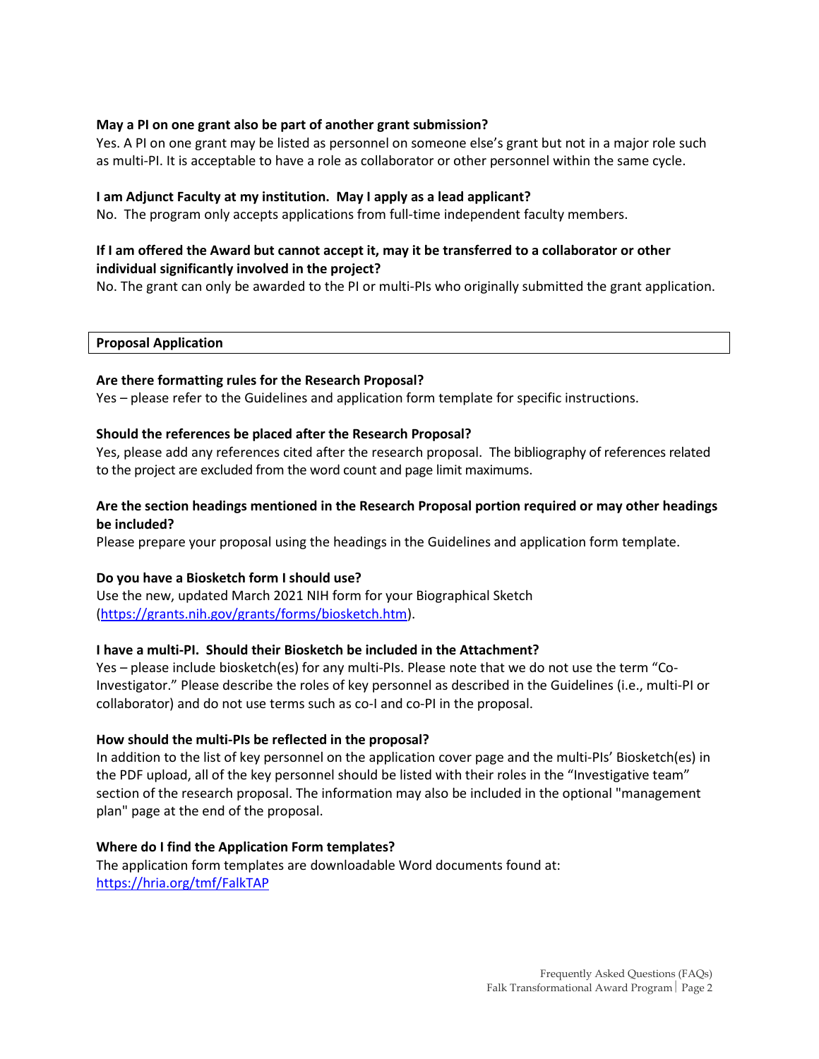**May a PI on one grant also be part of another grant submission?**
Yes. A PI on one grant may be listed as personnel on someone else's grant but not in a major role such as multi-PI. It is acceptable to have a role as collaborator or other personnel within the same cycle.

**I am Adjunct Faculty at my institution. May I apply as a lead applicant?**
No. The program only accepts applications from full-time independent faculty members.

**If I am offered the Award but cannot accept it, may it be transferred to a collaborator or other individual significantly involved in the project?**
No. The grant can only be awarded to the PI or multi-PIs who originally submitted the grant application.

## Proposal Application

**Are there formatting rules for the Research Proposal?**
Yes – please refer to the Guidelines and application form template for specific instructions.

**Should the references be placed after the Research Proposal?**
Yes, please add any references cited after the research proposal. The bibliography of references related to the project are excluded from the word count and page limit maximums.

**Are the section headings mentioned in the Research Proposal portion required or may other headings be included?**
Please prepare your proposal using the headings in the Guidelines and application form template.

**Do you have a Biosketch form I should use?**
Use the new, updated March 2021 NIH form for your Biographical Sketch (https://grants.nih.gov/grants/forms/biosketch.htm).

**I have a multi-PI. Should their Biosketch be included in the Attachment?**
Yes – please include biosketch(es) for any multi-PIs. Please note that we do not use the term "Co-Investigator." Please describe the roles of key personnel as described in the Guidelines (i.e., multi-PI or collaborator) and do not use terms such as co-I and co-PI in the proposal.

**How should the multi-PIs be reflected in the proposal?**
In addition to the list of key personnel on the application cover page and the multi-PIs' Biosketch(es) in the PDF upload, all of the key personnel should be listed with their roles in the "Investigative team" section of the research proposal. The information may also be included in the optional "management plan" page at the end of the proposal.

**Where do I find the Application Form templates?**
The application form templates are downloadable Word documents found at: https://hria.org/tmf/FalkTAP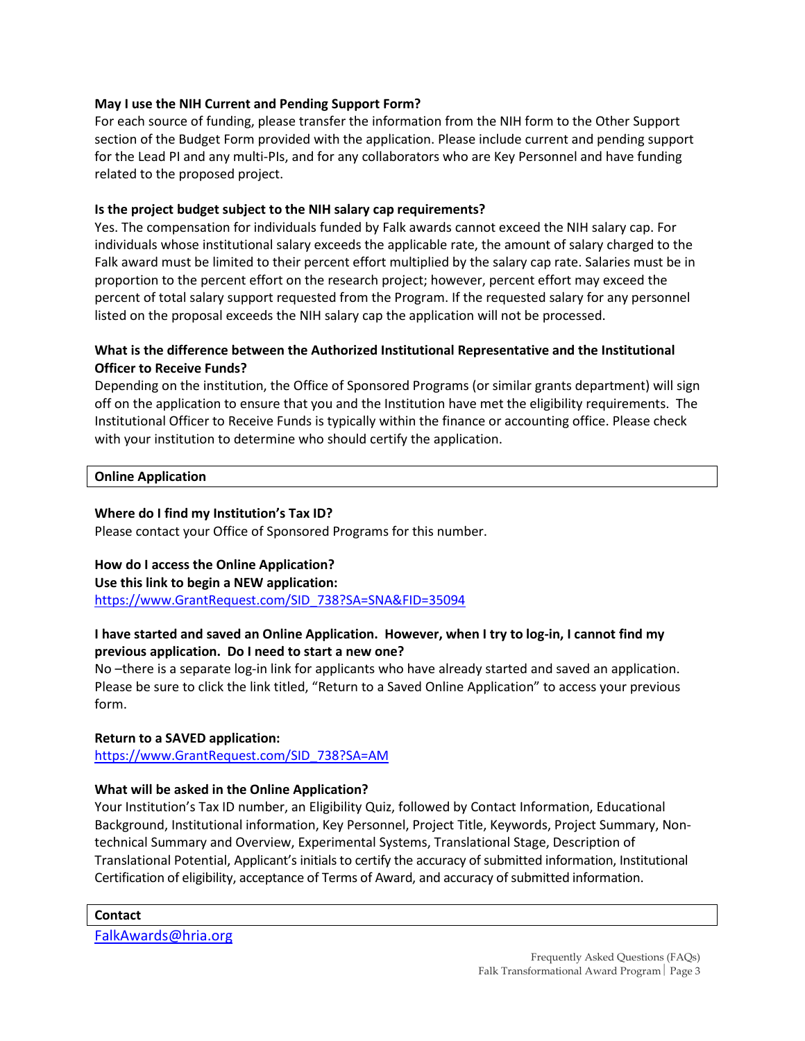**May I use the NIH Current and Pending Support Form?**

For each source of funding, please transfer the information from the NIH form to the Other Support section of the Budget Form provided with the application. Please include current and pending support for the Lead PI and any multi-PIs, and for any collaborators who are Key Personnel and have funding related to the proposed project.

**Is the project budget subject to the NIH salary cap requirements?**

Yes. The compensation for individuals funded by Falk awards cannot exceed the NIH salary cap. For individuals whose institutional salary exceeds the applicable rate, the amount of salary charged to the Falk award must be limited to their percent effort multiplied by the salary cap rate. Salaries must be in proportion to the percent effort on the research project; however, percent effort may exceed the percent of total salary support requested from the Program. If the requested salary for any personnel listed on the proposal exceeds the NIH salary cap the application will not be processed.

**What is the difference between the Authorized Institutional Representative and the Institutional Officer to Receive Funds?**

Depending on the institution, the Office of Sponsored Programs (or similar grants department) will sign off on the application to ensure that you and the Institution have met the eligibility requirements. The Institutional Officer to Receive Funds is typically within the finance or accounting office. Please check with your institution to determine who should certify the application.

## Online Application

**Where do I find my Institution's Tax ID?**

Please contact your Office of Sponsored Programs for this number.

**How do I access the Online Application?**

**Use this link to begin a NEW application:**

https://www.GrantRequest.com/SID_738?SA=SNA&FID=35094

**I have started and saved an Online Application. However, when I try to log-in, I cannot find my previous application. Do I need to start a new one?**

No –there is a separate log-in link for applicants who have already started and saved an application. Please be sure to click the link titled, "Return to a Saved Online Application" to access your previous form.

**Return to a SAVED application:**

https://www.GrantRequest.com/SID_738?SA=AM

**What will be asked in the Online Application?**

Your Institution's Tax ID number, an Eligibility Quiz, followed by Contact Information, Educational Background, Institutional information, Key Personnel, Project Title, Keywords, Project Summary, Non-technical Summary and Overview, Experimental Systems, Translational Stage, Description of Translational Potential, Applicant's initials to certify the accuracy of submitted information, Institutional Certification of eligibility, acceptance of Terms of Award, and accuracy of submitted information.

## Contact

FalkAwards@hria.org